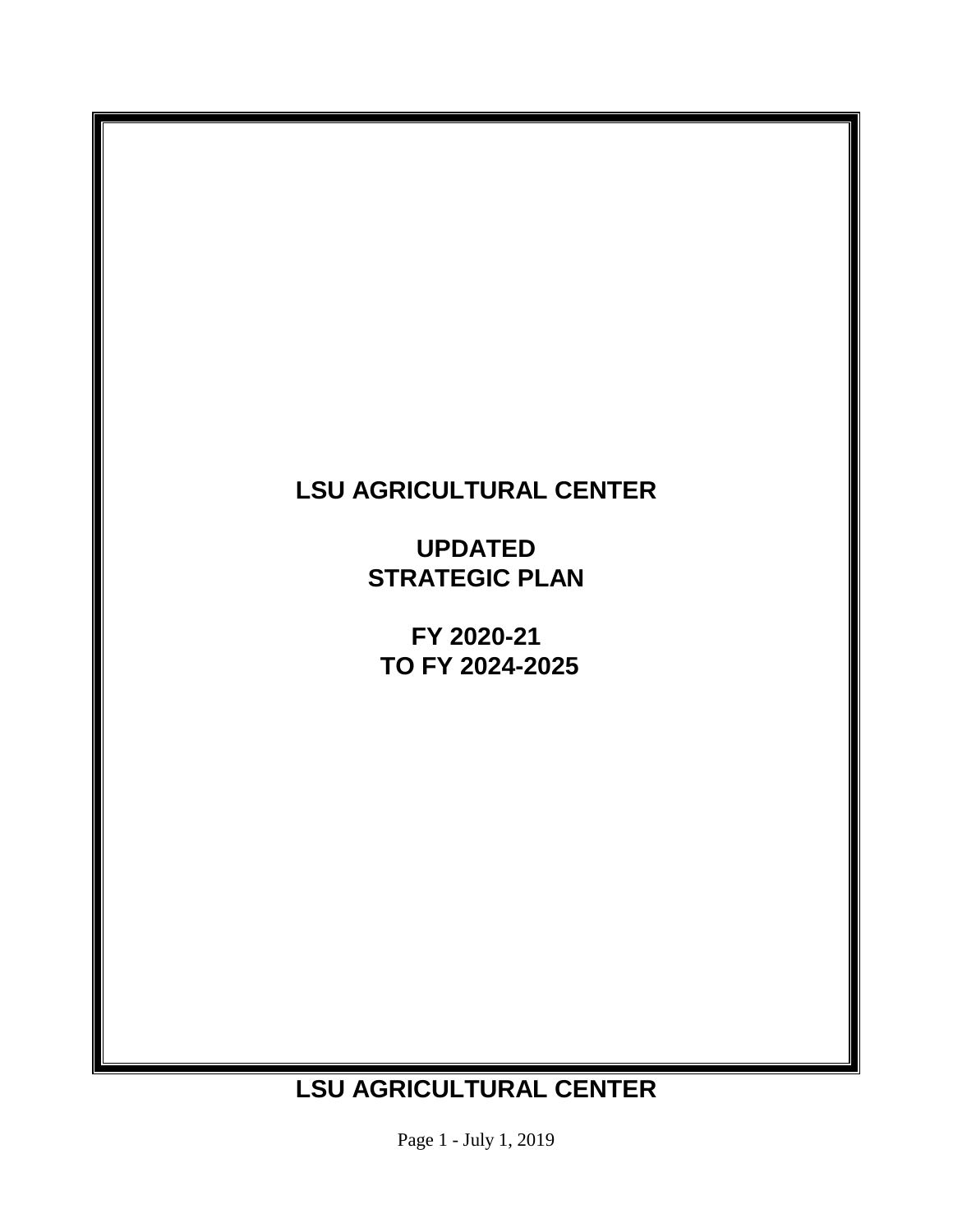# LSU AGRICULTURAL CENTER

## UPDATED
## STRATEGIC PLAN

## FY 2020-21
## TO FY 2024-2025

**LSU AGRICULTURAL CENTER**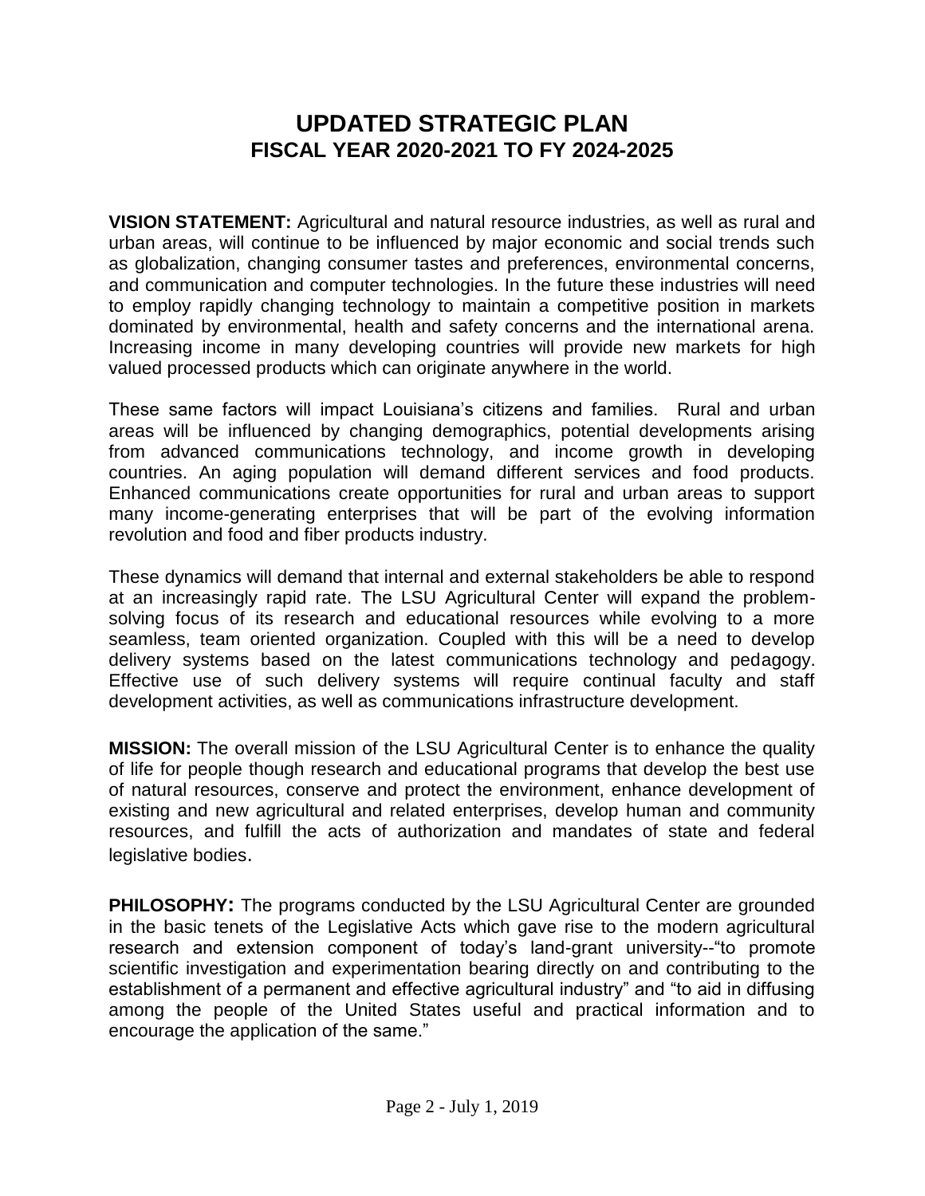# UPDATED STRATEGIC PLAN
## FISCAL YEAR 2020-2021 TO FY 2024-2025

**VISION STATEMENT:** Agricultural and natural resource industries, as well as rural and urban areas, will continue to be influenced by major economic and social trends such as globalization, changing consumer tastes and preferences, environmental concerns, and communication and computer technologies. In the future these industries will need to employ rapidly changing technology to maintain a competitive position in markets dominated by environmental, health and safety concerns and the international arena. Increasing income in many developing countries will provide new markets for high valued processed products which can originate anywhere in the world.

These same factors will impact Louisiana's citizens and families. Rural and urban areas will be influenced by changing demographics, potential developments arising from advanced communications technology, and income growth in developing countries. An aging population will demand different services and food products. Enhanced communications create opportunities for rural and urban areas to support many income-generating enterprises that will be part of the evolving information revolution and food and fiber products industry.

These dynamics will demand that internal and external stakeholders be able to respond at an increasingly rapid rate. The LSU Agricultural Center will expand the problem-solving focus of its research and educational resources while evolving to a more seamless, team oriented organization. Coupled with this will be a need to develop delivery systems based on the latest communications technology and pedagogy. Effective use of such delivery systems will require continual faculty and staff development activities, as well as communications infrastructure development.

**MISSION:** The overall mission of the LSU Agricultural Center is to enhance the quality of life for people though research and educational programs that develop the best use of natural resources, conserve and protect the environment, enhance development of existing and new agricultural and related enterprises, develop human and community resources, and fulfill the acts of authorization and mandates of state and federal legislative bodies.

**PHILOSOPHY:** The programs conducted by the LSU Agricultural Center are grounded in the basic tenets of the Legislative Acts which gave rise to the modern agricultural research and extension component of today's land-grant university--"to promote scientific investigation and experimentation bearing directly on and contributing to the establishment of a permanent and effective agricultural industry" and "to aid in diffusing among the people of the United States useful and practical information and to encourage the application of the same."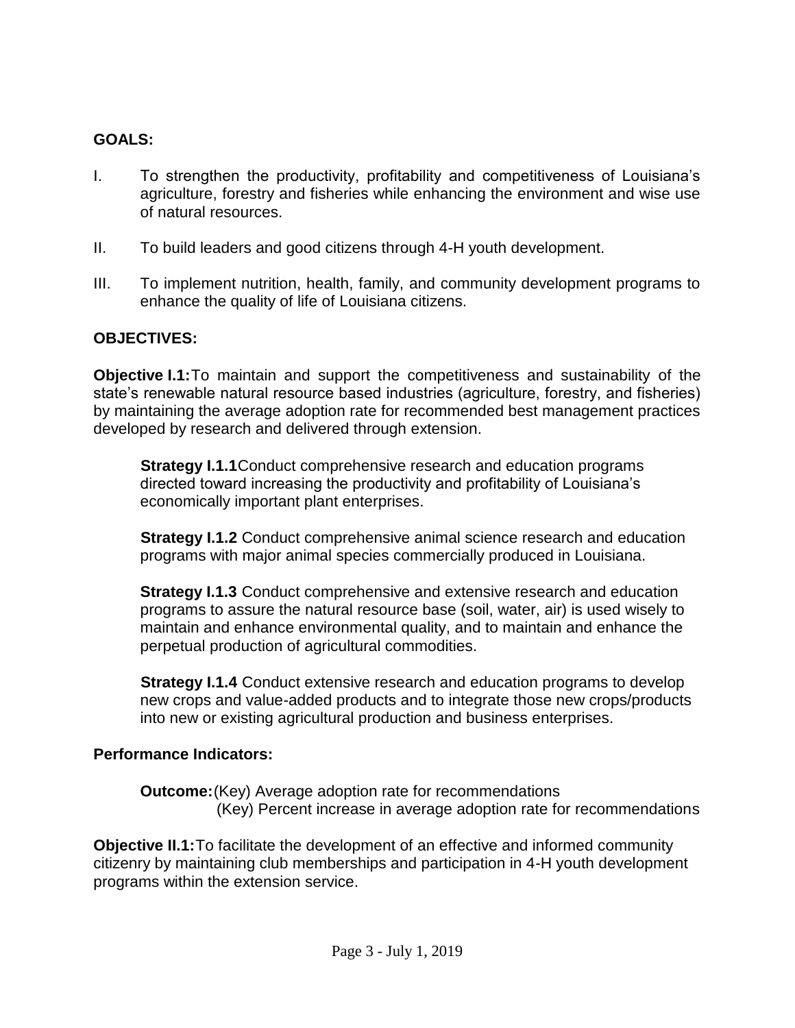## GOALS:

I. To strengthen the productivity, profitability and competitiveness of Louisiana's agriculture, forestry and fisheries while enhancing the environment and wise use of natural resources.

II. To build leaders and good citizens through 4-H youth development.

III. To implement nutrition, health, family, and community development programs to enhance the quality of life of Louisiana citizens.

## OBJECTIVES:

**Objective I.1:** To maintain and support the competitiveness and sustainability of the state's renewable natural resource based industries (agriculture, forestry, and fisheries) by maintaining the average adoption rate for recommended best management practices developed by research and delivered through extension.

> **Strategy I.1.1** Conduct comprehensive research and education programs directed toward increasing the productivity and profitability of Louisiana's economically important plant enterprises.
>
> **Strategy I.1.2** Conduct comprehensive animal science research and education programs with major animal species commercially produced in Louisiana.
>
> **Strategy I.1.3** Conduct comprehensive and extensive research and education programs to assure the natural resource base (soil, water, air) is used wisely to maintain and enhance environmental quality, and to maintain and enhance the perpetual production of agricultural commodities.
>
> **Strategy I.1.4** Conduct extensive research and education programs to develop new crops and value-added products and to integrate those new crops/products into new or existing agricultural production and business enterprises.

**Performance Indicators:**

> **Outcome:** (Key) Average adoption rate for recommendations
> (Key) Percent increase in average adoption rate for recommendations

**Objective II.1:** To facilitate the development of an effective and informed community citizenry by maintaining club memberships and participation in 4-H youth development programs within the extension service.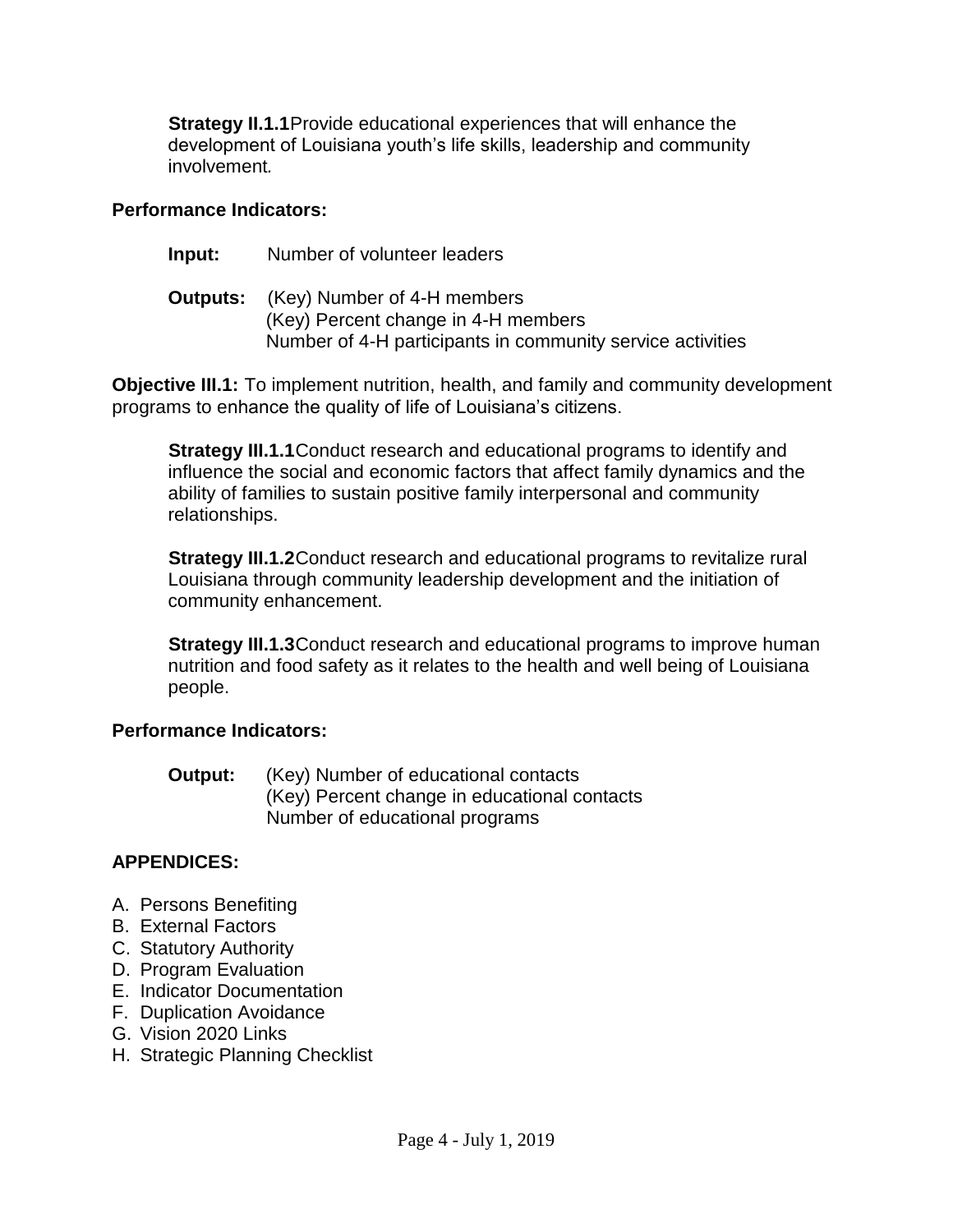**Strategy II.1.1** Provide educational experiences that will enhance the development of Louisiana youth's life skills, leadership and community involvement.

**Performance Indicators:**

**Input:** Number of volunteer leaders

**Outputs:** (Key) Number of 4-H members
(Key) Percent change in 4-H members
Number of 4-H participants in community service activities

**Objective III.1:** To implement nutrition, health, and family and community development programs to enhance the quality of life of Louisiana's citizens.

**Strategy III.1.1** Conduct research and educational programs to identify and influence the social and economic factors that affect family dynamics and the ability of families to sustain positive family interpersonal and community relationships.

**Strategy III.1.2** Conduct research and educational programs to revitalize rural Louisiana through community leadership development and the initiation of community enhancement.

**Strategy III.1.3** Conduct research and educational programs to improve human nutrition and food safety as it relates to the health and well being of Louisiana people.

**Performance Indicators:**

**Output:** (Key) Number of educational contacts
(Key) Percent change in educational contacts
Number of educational programs

**APPENDICES:**

A. Persons Benefiting
B. External Factors
C. Statutory Authority
D. Program Evaluation
E. Indicator Documentation
F. Duplication Avoidance
G. Vision 2020 Links
H. Strategic Planning Checklist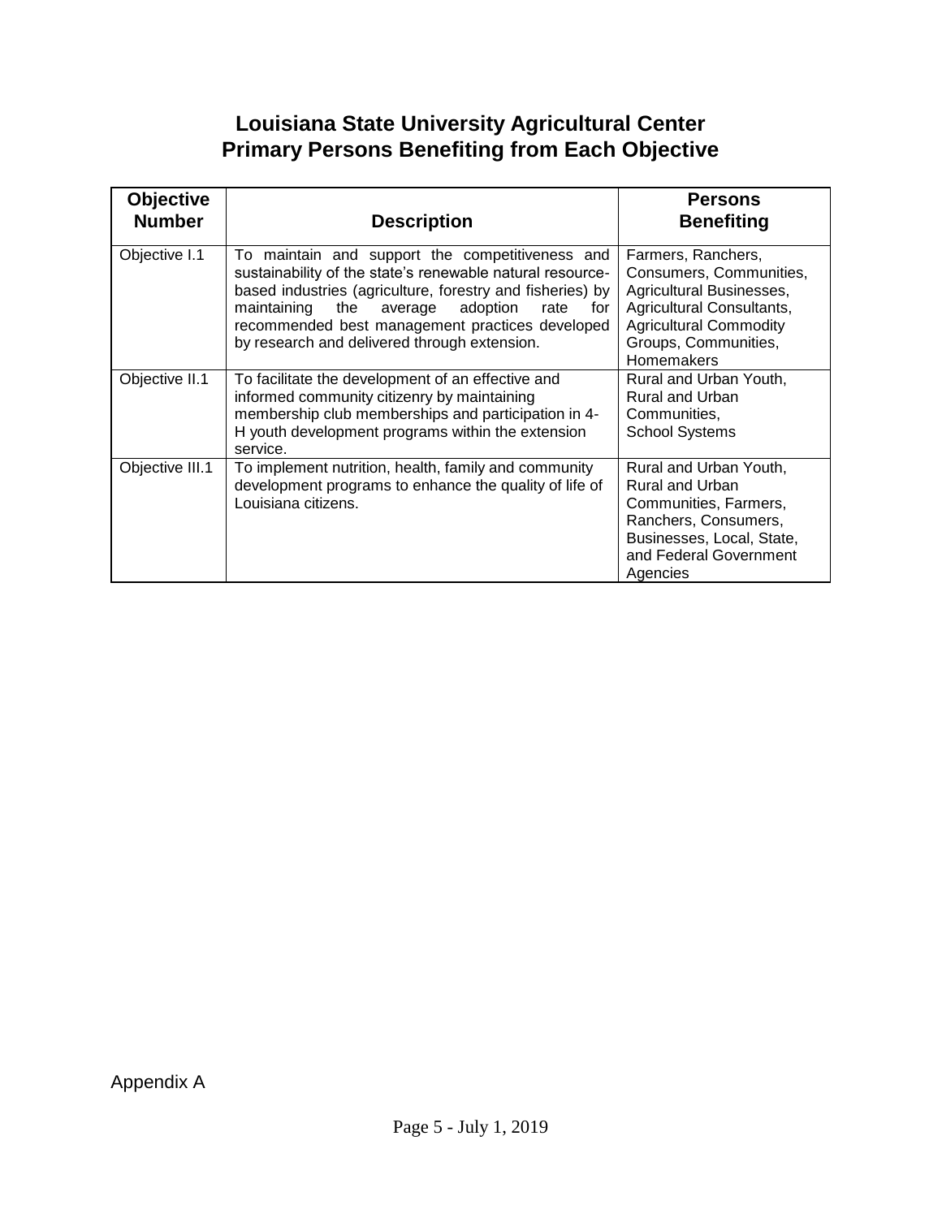# Louisiana State University Agricultural Center
## Primary Persons Benefiting from Each Objective

| Objective Number | Description | Persons Benefiting |
|---|---|---|
| Objective I.1 | To maintain and support the competitiveness and sustainability of the state's renewable natural resource-based industries (agriculture, forestry and fisheries) by maintaining the average adoption rate for recommended best management practices developed by research and delivered through extension. | Farmers, Ranchers, Consumers, Communities, Agricultural Businesses, Agricultural Consultants, Agricultural Commodity Groups, Communities, Homemakers |
| Objective II.1 | To facilitate the development of an effective and informed community citizenry by maintaining membership club memberships and participation in 4-H youth development programs within the extension service. | Rural and Urban Youth, Rural and Urban Communities, School Systems |
| Objective III.1 | To implement nutrition, health, family and community development programs to enhance the quality of life of Louisiana citizens. | Rural and Urban Youth, Rural and Urban Communities, Farmers, Ranchers, Consumers, Businesses, Local, State, and Federal Government Agencies |

Appendix A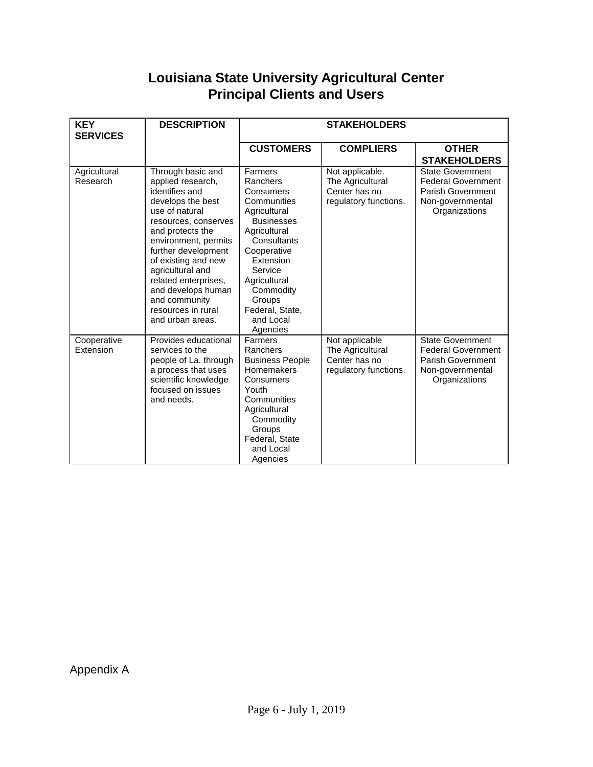# Louisiana State University Agricultural Center
# Principal Clients and Users

| KEY SERVICES | DESCRIPTION | STAKEHOLDERS | | |
|---|---|---|---|---|
| | | CUSTOMERS | COMPLIERS | OTHER STAKEHOLDERS |
| Agricultural Research | Through basic and applied research, identifies and develops the best use of natural resources, conserves and protects the environment, permits further development of existing and new agricultural and related enterprises, and develops human and community resources in rural and urban areas. | Farmers<br>Ranchers<br>Consumers<br>Communities<br>Agricultural Businesses<br>Agricultural Consultants<br>Cooperative Extension Service<br>Agricultural Commodity Groups<br>Federal, State, and Local Agencies | Not applicable. The Agricultural Center has no regulatory functions. | State Government<br>Federal Government<br>Parish Government<br>Non-governmental Organizations |
| Cooperative Extension | Provides educational services to the people of La. through a process that uses scientific knowledge focused on issues and needs. | Farmers<br>Ranchers<br>Business People<br>Homemakers<br>Consumers<br>Youth<br>Communities<br>Agricultural Commodity Groups<br>Federal, State and Local Agencies | Not applicable The Agricultural Center has no regulatory functions. | State Government<br>Federal Government<br>Parish Government<br>Non-governmental Organizations |

Appendix A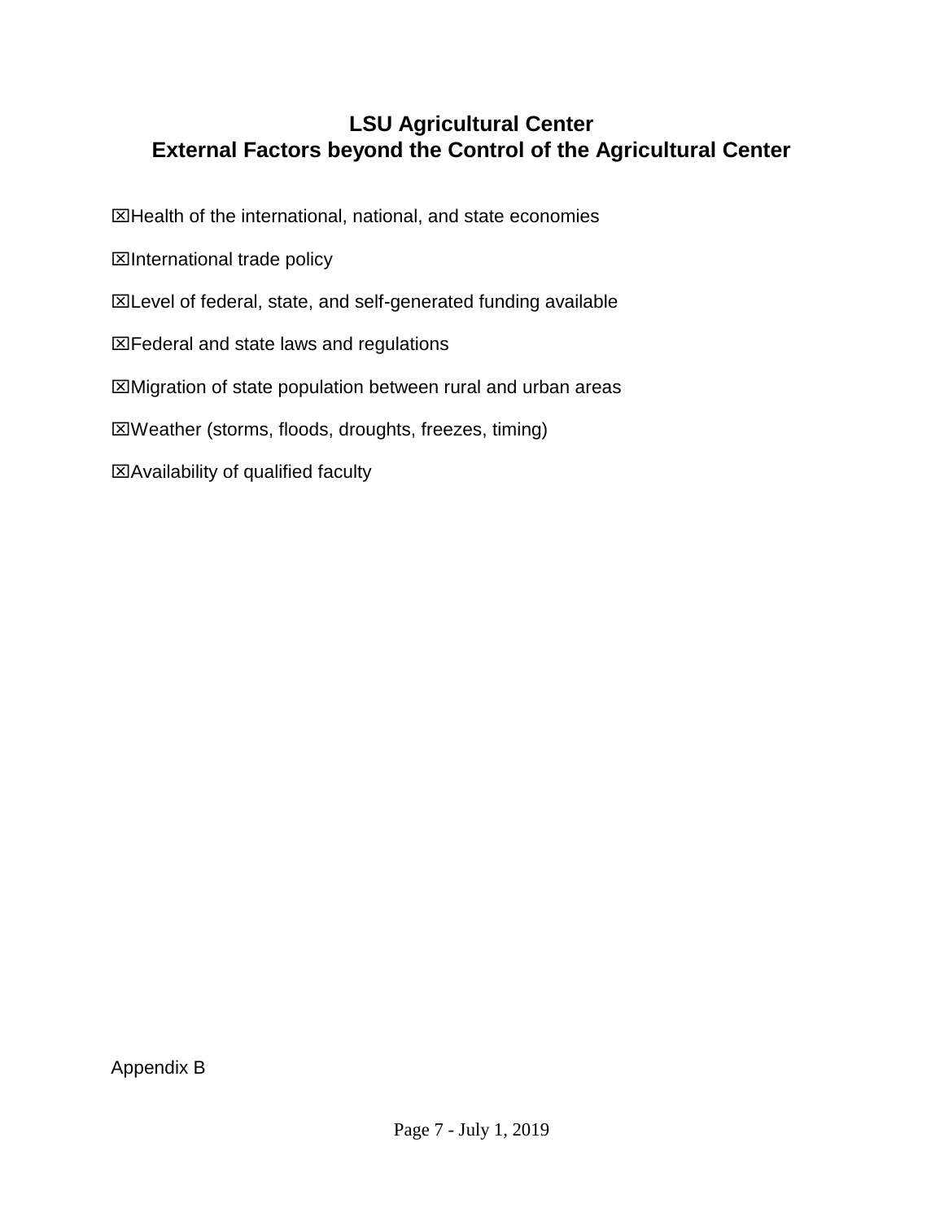# LSU Agricultural Center
# External Factors beyond the Control of the Agricultural Center

☒Health of the international, national, and state economies

☒International trade policy

☒Level of federal, state, and self-generated funding available

☒Federal and state laws and regulations

☒Migration of state population between rural and urban areas

☒Weather (storms, floods, droughts, freezes, timing)

☒Availability of qualified faculty

Appendix B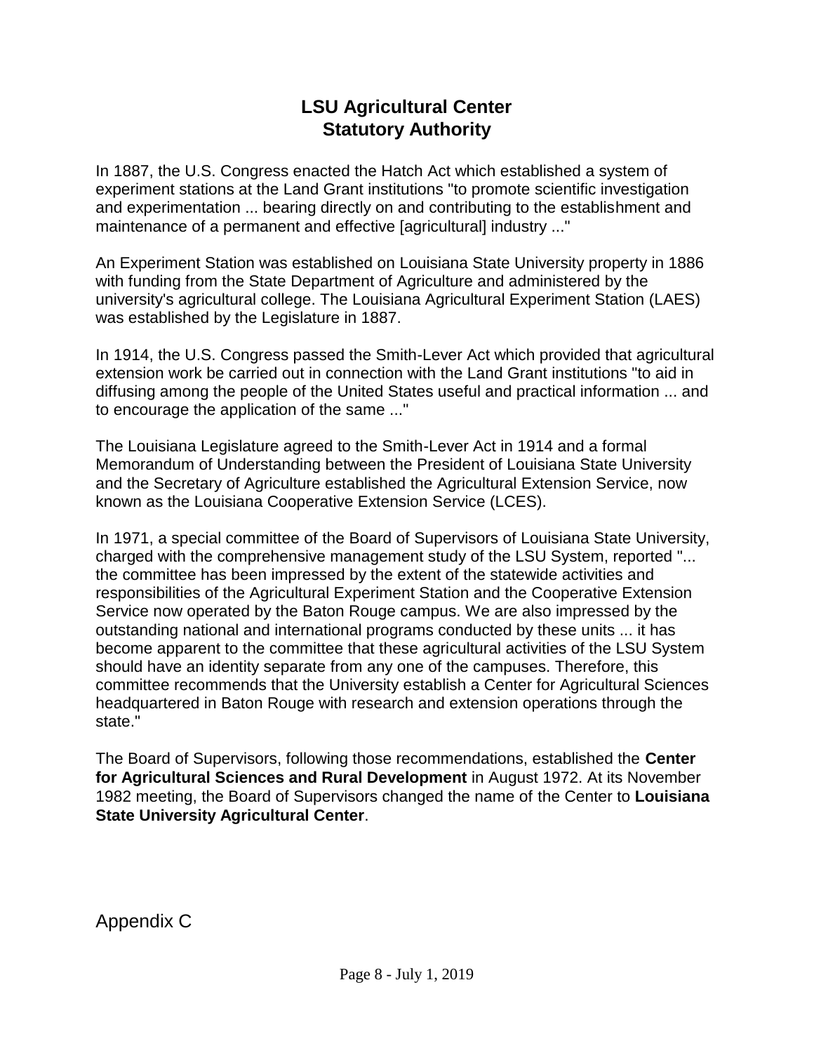# LSU Agricultural Center
# Statutory Authority

In 1887, the U.S. Congress enacted the Hatch Act which established a system of experiment stations at the Land Grant institutions "to promote scientific investigation and experimentation ... bearing directly on and contributing to the establishment and maintenance of a permanent and effective [agricultural] industry ..."

An Experiment Station was established on Louisiana State University property in 1886 with funding from the State Department of Agriculture and administered by the university's agricultural college. The Louisiana Agricultural Experiment Station (LAES) was established by the Legislature in 1887.

In 1914, the U.S. Congress passed the Smith-Lever Act which provided that agricultural extension work be carried out in connection with the Land Grant institutions "to aid in diffusing among the people of the United States useful and practical information ... and to encourage the application of the same ..."

The Louisiana Legislature agreed to the Smith-Lever Act in 1914 and a formal Memorandum of Understanding between the President of Louisiana State University and the Secretary of Agriculture established the Agricultural Extension Service, now known as the Louisiana Cooperative Extension Service (LCES).

In 1971, a special committee of the Board of Supervisors of Louisiana State University, charged with the comprehensive management study of the LSU System, reported "... the committee has been impressed by the extent of the statewide activities and responsibilities of the Agricultural Experiment Station and the Cooperative Extension Service now operated by the Baton Rouge campus. We are also impressed by the outstanding national and international programs conducted by these units ... it has become apparent to the committee that these agricultural activities of the LSU System should have an identity separate from any one of the campuses. Therefore, this committee recommends that the University establish a Center for Agricultural Sciences headquartered in Baton Rouge with research and extension operations through the state."

The Board of Supervisors, following those recommendations, established the **Center for Agricultural Sciences and Rural Development** in August 1972. At its November 1982 meeting, the Board of Supervisors changed the name of the Center to **Louisiana State University Agricultural Center**.

Appendix C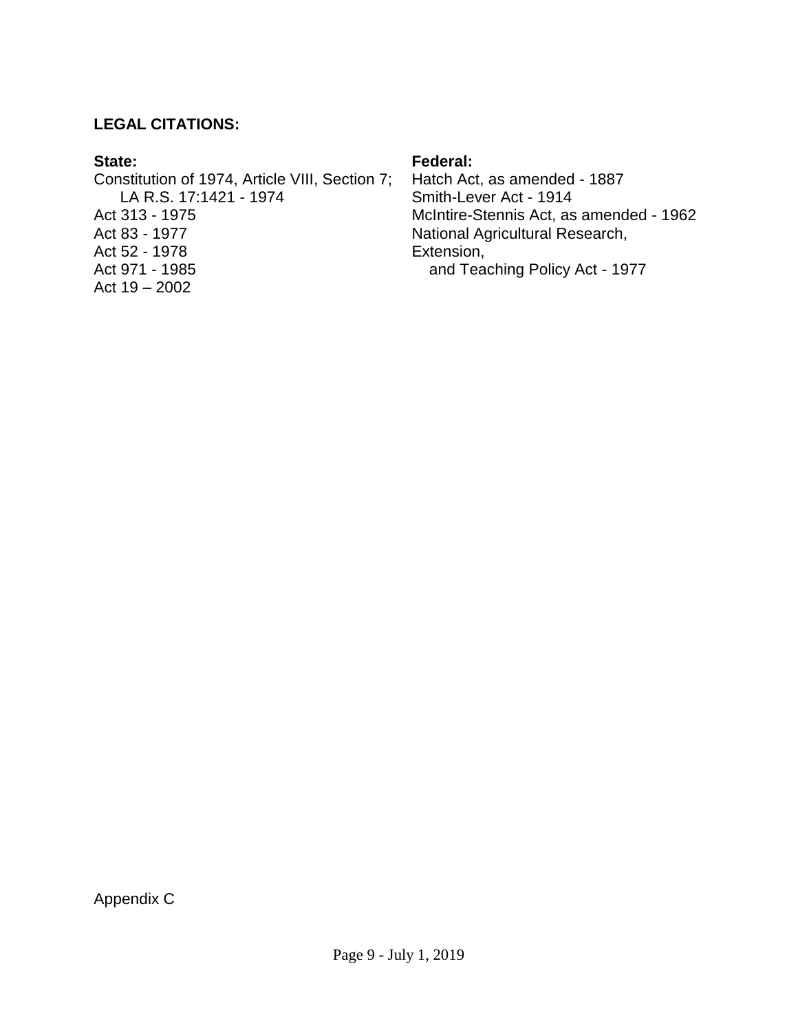**LEGAL CITATIONS:**

**State:**

Constitution of 1974, Article VIII, Section 7;
LA R.S. 17:1421 - 1974
Act 313 - 1975
Act 83 - 1977
Act 52 - 1978
Act 971 - 1985
Act 19 – 2002

**Federal:**

Hatch Act, as amended - 1887
Smith-Lever Act - 1914
McIntire-Stennis Act, as amended - 1962
National Agricultural Research, Extension,
and Teaching Policy Act - 1977

Appendix C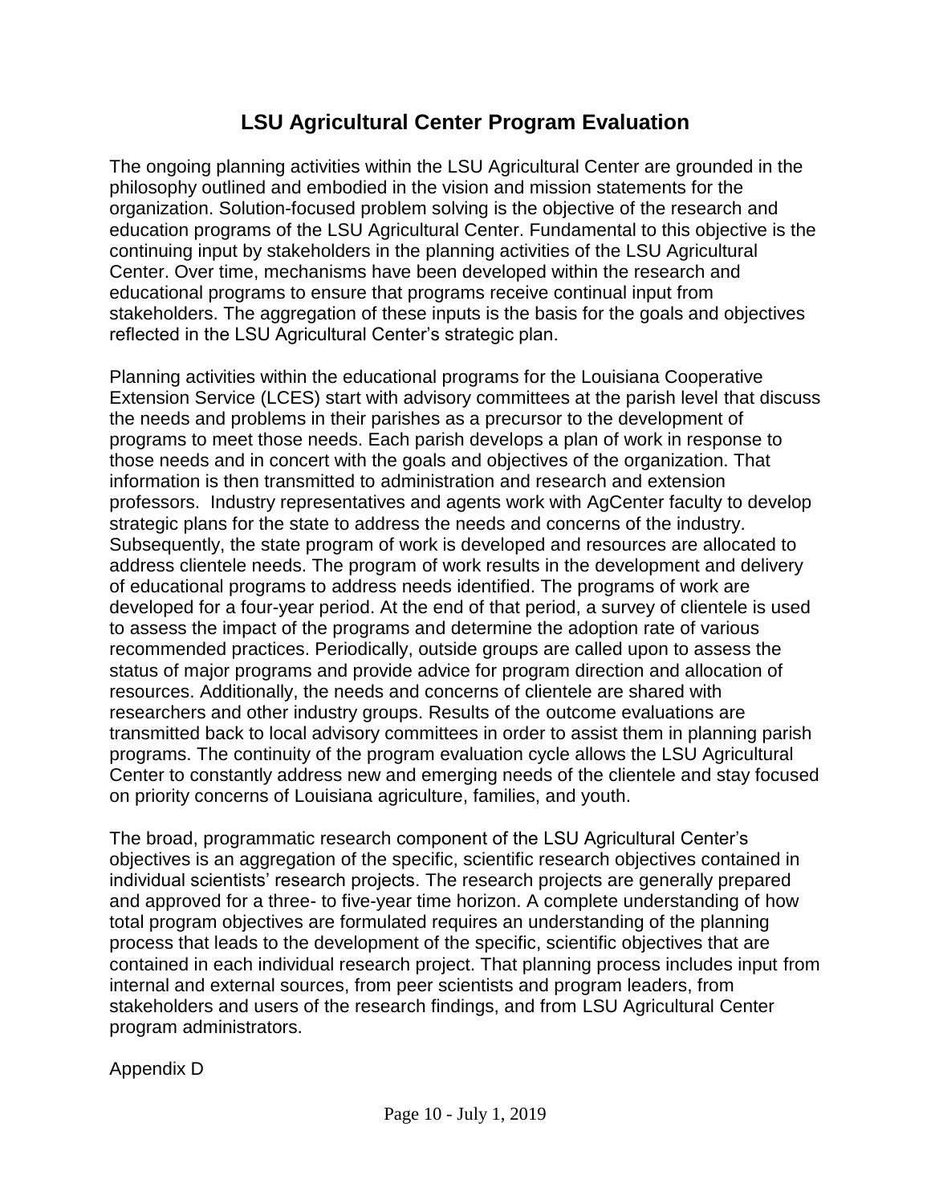# LSU Agricultural Center Program Evaluation

The ongoing planning activities within the LSU Agricultural Center are grounded in the philosophy outlined and embodied in the vision and mission statements for the organization. Solution-focused problem solving is the objective of the research and education programs of the LSU Agricultural Center. Fundamental to this objective is the continuing input by stakeholders in the planning activities of the LSU Agricultural Center. Over time, mechanisms have been developed within the research and educational programs to ensure that programs receive continual input from stakeholders. The aggregation of these inputs is the basis for the goals and objectives reflected in the LSU Agricultural Center's strategic plan.

Planning activities within the educational programs for the Louisiana Cooperative Extension Service (LCES) start with advisory committees at the parish level that discuss the needs and problems in their parishes as a precursor to the development of programs to meet those needs. Each parish develops a plan of work in response to those needs and in concert with the goals and objectives of the organization. That information is then transmitted to administration and research and extension professors. Industry representatives and agents work with AgCenter faculty to develop strategic plans for the state to address the needs and concerns of the industry. Subsequently, the state program of work is developed and resources are allocated to address clientele needs. The program of work results in the development and delivery of educational programs to address needs identified. The programs of work are developed for a four-year period. At the end of that period, a survey of clientele is used to assess the impact of the programs and determine the adoption rate of various recommended practices. Periodically, outside groups are called upon to assess the status of major programs and provide advice for program direction and allocation of resources. Additionally, the needs and concerns of clientele are shared with researchers and other industry groups. Results of the outcome evaluations are transmitted back to local advisory committees in order to assist them in planning parish programs. The continuity of the program evaluation cycle allows the LSU Agricultural Center to constantly address new and emerging needs of the clientele and stay focused on priority concerns of Louisiana agriculture, families, and youth.

The broad, programmatic research component of the LSU Agricultural Center's objectives is an aggregation of the specific, scientific research objectives contained in individual scientists' research projects. The research projects are generally prepared and approved for a three- to five-year time horizon. A complete understanding of how total program objectives are formulated requires an understanding of the planning process that leads to the development of the specific, scientific objectives that are contained in each individual research project. That planning process includes input from internal and external sources, from peer scientists and program leaders, from stakeholders and users of the research findings, and from LSU Agricultural Center program administrators.

Appendix D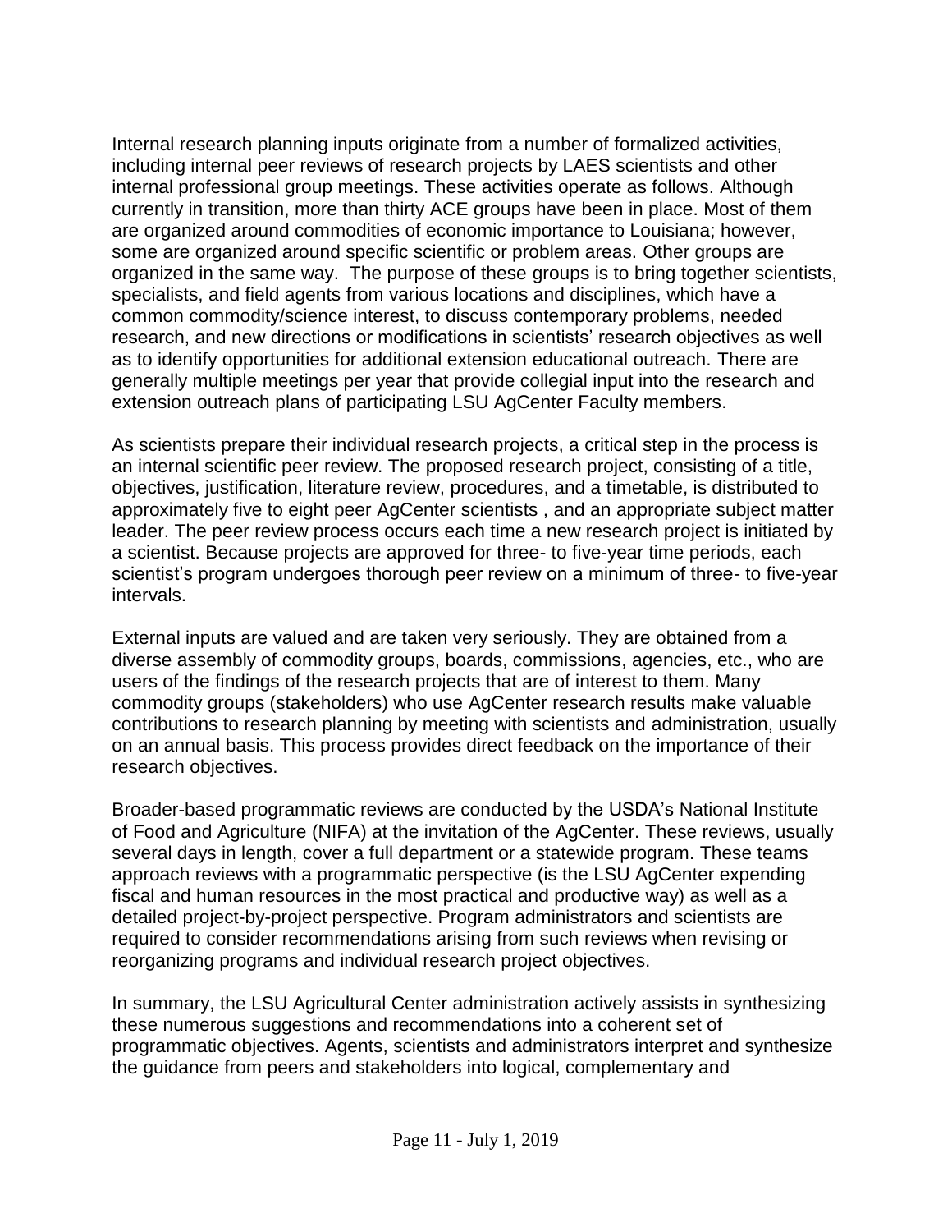Internal research planning inputs originate from a number of formalized activities, including internal peer reviews of research projects by LAES scientists and other internal professional group meetings. These activities operate as follows. Although currently in transition, more than thirty ACE groups have been in place. Most of them are organized around commodities of economic importance to Louisiana; however, some are organized around specific scientific or problem areas. Other groups are organized in the same way. The purpose of these groups is to bring together scientists, specialists, and field agents from various locations and disciplines, which have a common commodity/science interest, to discuss contemporary problems, needed research, and new directions or modifications in scientists' research objectives as well as to identify opportunities for additional extension educational outreach. There are generally multiple meetings per year that provide collegial input into the research and extension outreach plans of participating LSU AgCenter Faculty members.

As scientists prepare their individual research projects, a critical step in the process is an internal scientific peer review. The proposed research project, consisting of a title, objectives, justification, literature review, procedures, and a timetable, is distributed to approximately five to eight peer AgCenter scientists , and an appropriate subject matter leader. The peer review process occurs each time a new research project is initiated by a scientist. Because projects are approved for three- to five-year time periods, each scientist's program undergoes thorough peer review on a minimum of three- to five-year intervals.

External inputs are valued and are taken very seriously. They are obtained from a diverse assembly of commodity groups, boards, commissions, agencies, etc., who are users of the findings of the research projects that are of interest to them. Many commodity groups (stakeholders) who use AgCenter research results make valuable contributions to research planning by meeting with scientists and administration, usually on an annual basis. This process provides direct feedback on the importance of their research objectives.

Broader-based programmatic reviews are conducted by the USDA's National Institute of Food and Agriculture (NIFA) at the invitation of the AgCenter. These reviews, usually several days in length, cover a full department or a statewide program. These teams approach reviews with a programmatic perspective (is the LSU AgCenter expending fiscal and human resources in the most practical and productive way) as well as a detailed project-by-project perspective. Program administrators and scientists are required to consider recommendations arising from such reviews when revising or reorganizing programs and individual research project objectives.

In summary, the LSU Agricultural Center administration actively assists in synthesizing these numerous suggestions and recommendations into a coherent set of programmatic objectives. Agents, scientists and administrators interpret and synthesize the guidance from peers and stakeholders into logical, complementary and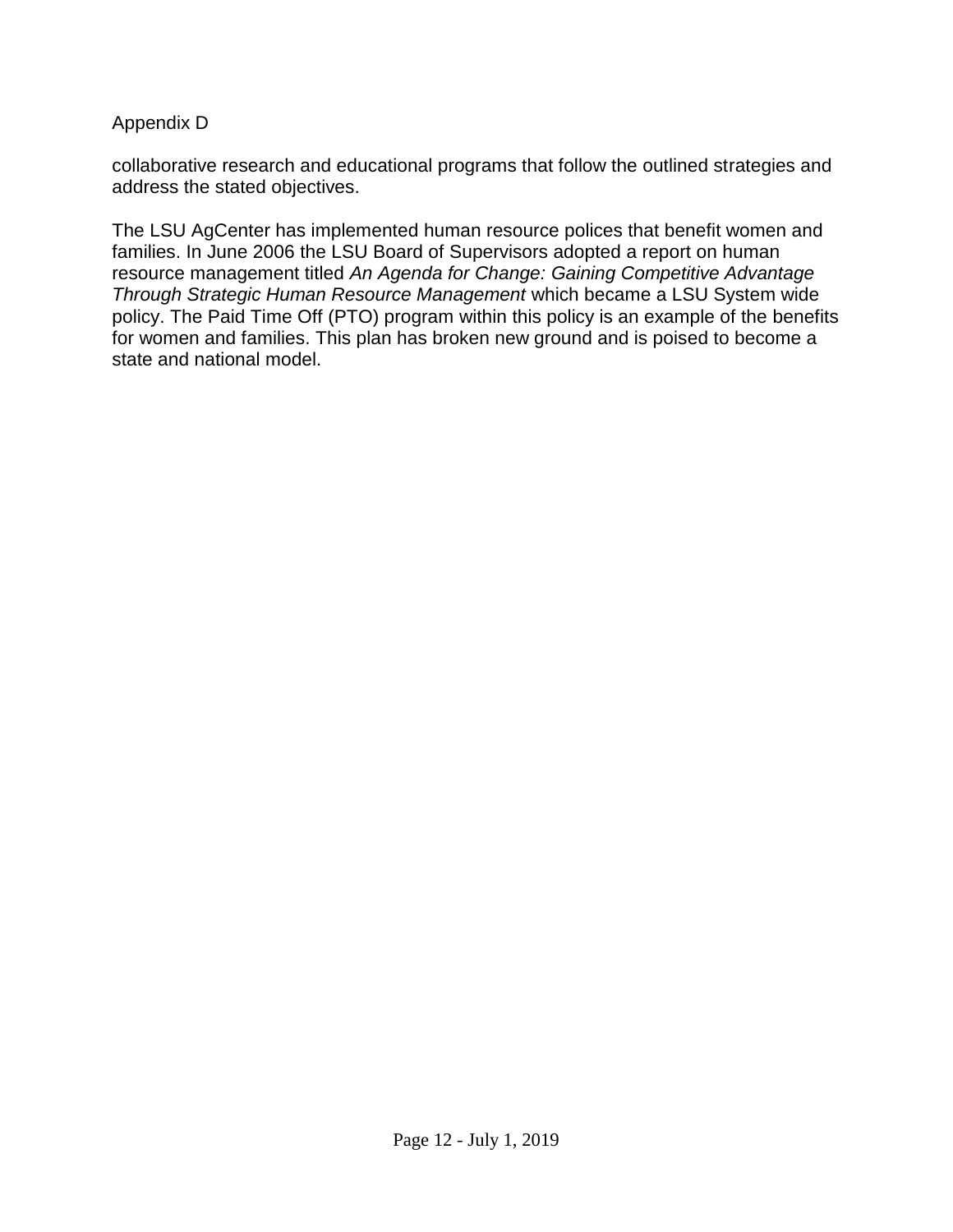Appendix D

collaborative research and educational programs that follow the outlined strategies and address the stated objectives.

The LSU AgCenter has implemented human resource polices that benefit women and families. In June 2006 the LSU Board of Supervisors adopted a report on human resource management titled *An Agenda for Change: Gaining Competitive Advantage Through Strategic Human Resource Management* which became a LSU System wide policy. The Paid Time Off (PTO) program within this policy is an example of the benefits for women and families. This plan has broken new ground and is poised to become a state and national model.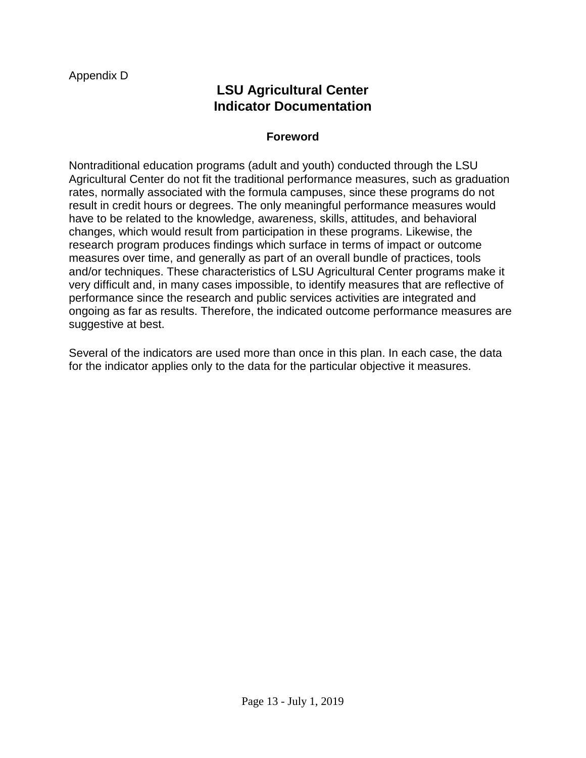Appendix D

# LSU Agricultural Center
# Indicator Documentation

### Foreword

Nontraditional education programs (adult and youth) conducted through the LSU Agricultural Center do not fit the traditional performance measures, such as graduation rates, normally associated with the formula campuses, since these programs do not result in credit hours or degrees. The only meaningful performance measures would have to be related to the knowledge, awareness, skills, attitudes, and behavioral changes, which would result from participation in these programs. Likewise, the research program produces findings which surface in terms of impact or outcome measures over time, and generally as part of an overall bundle of practices, tools and/or techniques. These characteristics of LSU Agricultural Center programs make it very difficult and, in many cases impossible, to identify measures that are reflective of performance since the research and public services activities are integrated and ongoing as far as results. Therefore, the indicated outcome performance measures are suggestive at best.

Several of the indicators are used more than once in this plan. In each case, the data for the indicator applies only to the data for the particular objective it measures.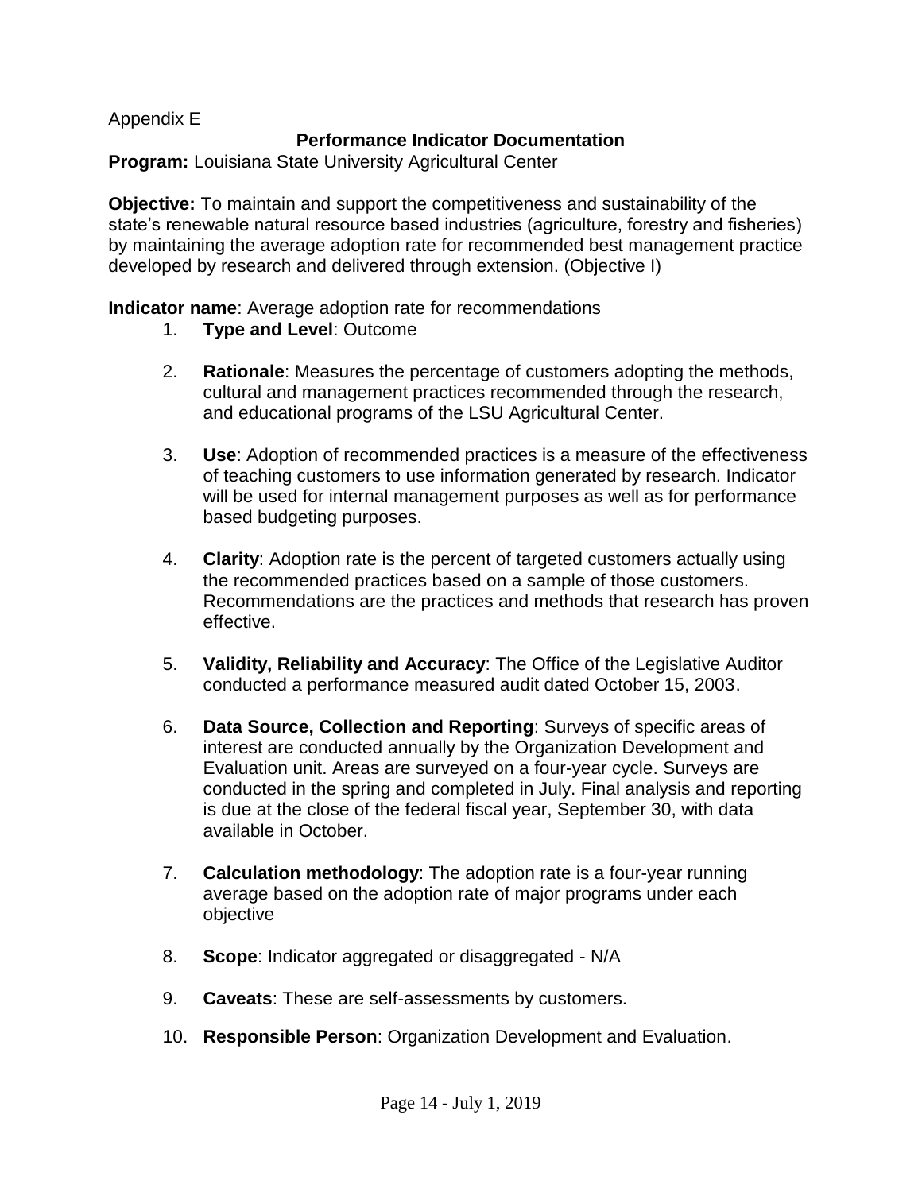Appendix E

**Performance Indicator Documentation**

**Program:** Louisiana State University Agricultural Center

**Objective:** To maintain and support the competitiveness and sustainability of the state's renewable natural resource based industries (agriculture, forestry and fisheries) by maintaining the average adoption rate for recommended best management practice developed by research and delivered through extension. (Objective I)

**Indicator name**: Average adoption rate for recommendations

1. **Type and Level**: Outcome
2. **Rationale**: Measures the percentage of customers adopting the methods, cultural and management practices recommended through the research, and educational programs of the LSU Agricultural Center.
3. **Use**: Adoption of recommended practices is a measure of the effectiveness of teaching customers to use information generated by research. Indicator will be used for internal management purposes as well as for performance based budgeting purposes.
4. **Clarity**: Adoption rate is the percent of targeted customers actually using the recommended practices based on a sample of those customers. Recommendations are the practices and methods that research has proven effective.
5. **Validity, Reliability and Accuracy**: The Office of the Legislative Auditor conducted a performance measured audit dated October 15, 2003.
6. **Data Source, Collection and Reporting**: Surveys of specific areas of interest are conducted annually by the Organization Development and Evaluation unit. Areas are surveyed on a four-year cycle. Surveys are conducted in the spring and completed in July. Final analysis and reporting is due at the close of the federal fiscal year, September 30, with data available in October.
7. **Calculation methodology**: The adoption rate is a four-year running average based on the adoption rate of major programs under each objective
8. **Scope**: Indicator aggregated or disaggregated - N/A
9. **Caveats**: These are self-assessments by customers.
10. **Responsible Person**: Organization Development and Evaluation.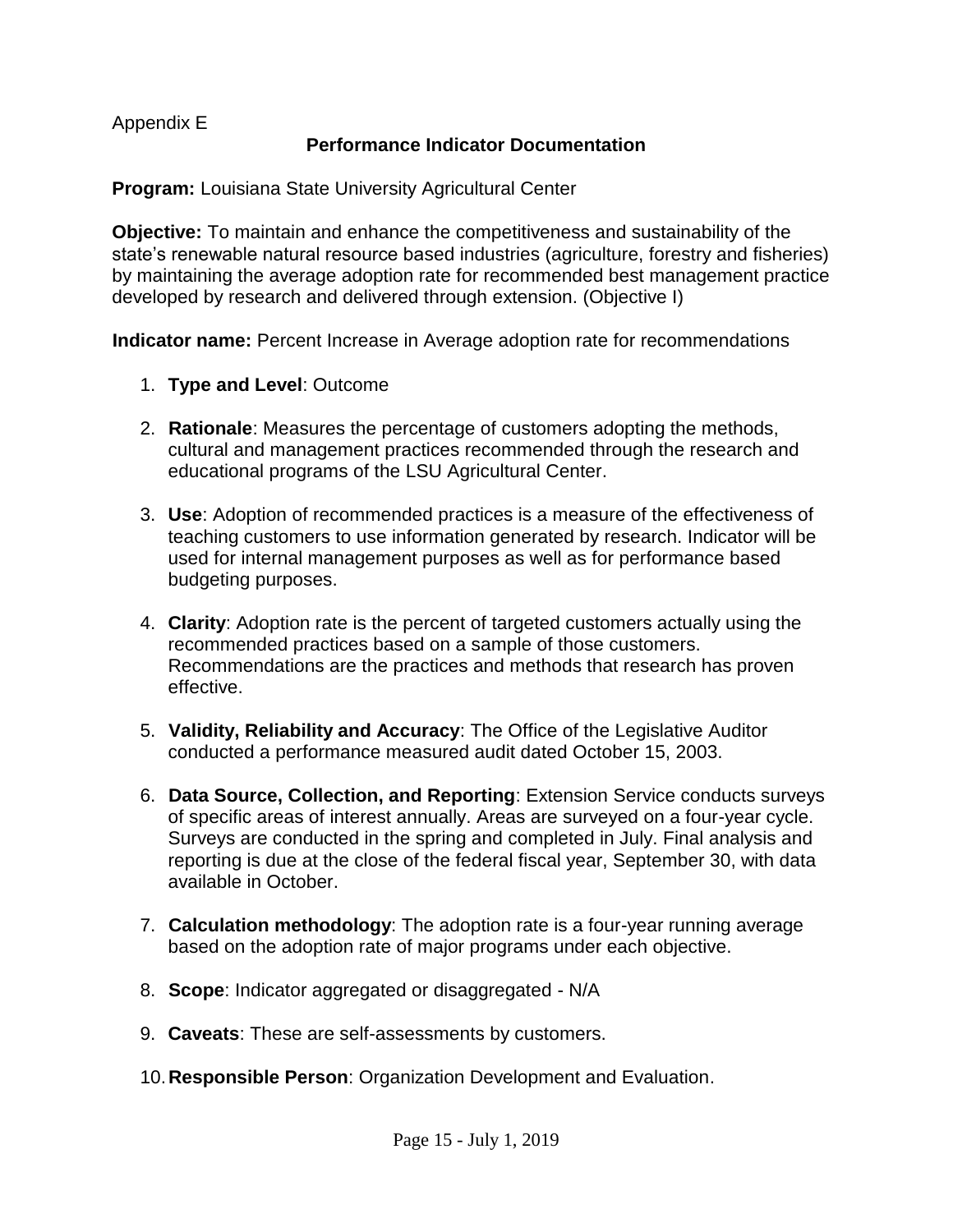Appendix E

## Performance Indicator Documentation

**Program:** Louisiana State University Agricultural Center

**Objective:** To maintain and enhance the competitiveness and sustainability of the state's renewable natural resource based industries (agriculture, forestry and fisheries) by maintaining the average adoption rate for recommended best management practice developed by research and delivered through extension. (Objective I)

**Indicator name:** Percent Increase in Average adoption rate for recommendations

1. **Type and Level**: Outcome

2. **Rationale**: Measures the percentage of customers adopting the methods, cultural and management practices recommended through the research and educational programs of the LSU Agricultural Center.

3. **Use**: Adoption of recommended practices is a measure of the effectiveness of teaching customers to use information generated by research. Indicator will be used for internal management purposes as well as for performance based budgeting purposes.

4. **Clarity**: Adoption rate is the percent of targeted customers actually using the recommended practices based on a sample of those customers. Recommendations are the practices and methods that research has proven effective.

5. **Validity, Reliability and Accuracy**: The Office of the Legislative Auditor conducted a performance measured audit dated October 15, 2003.

6. **Data Source, Collection, and Reporting**: Extension Service conducts surveys of specific areas of interest annually. Areas are surveyed on a four-year cycle. Surveys are conducted in the spring and completed in July. Final analysis and reporting is due at the close of the federal fiscal year, September 30, with data available in October.

7. **Calculation methodology**: The adoption rate is a four-year running average based on the adoption rate of major programs under each objective.

8. **Scope**: Indicator aggregated or disaggregated - N/A

9. **Caveats**: These are self-assessments by customers.

10. **Responsible Person**: Organization Development and Evaluation.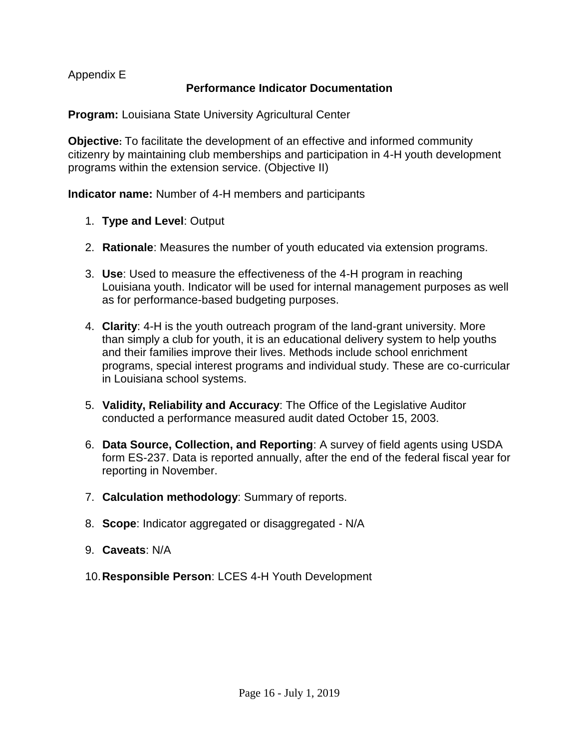Appendix E

## Performance Indicator Documentation

**Program:** Louisiana State University Agricultural Center

**Objective:** To facilitate the development of an effective and informed community citizenry by maintaining club memberships and participation in 4-H youth development programs within the extension service. (Objective II)

**Indicator name:** Number of 4-H members and participants

1. **Type and Level**: Output
2. **Rationale**: Measures the number of youth educated via extension programs.
3. **Use**: Used to measure the effectiveness of the 4-H program in reaching Louisiana youth. Indicator will be used for internal management purposes as well as for performance-based budgeting purposes.
4. **Clarity**: 4-H is the youth outreach program of the land-grant university. More than simply a club for youth, it is an educational delivery system to help youths and their families improve their lives. Methods include school enrichment programs, special interest programs and individual study. These are co-curricular in Louisiana school systems.
5. **Validity, Reliability and Accuracy**: The Office of the Legislative Auditor conducted a performance measured audit dated October 15, 2003.
6. **Data Source, Collection, and Reporting**: A survey of field agents using USDA form ES-237. Data is reported annually, after the end of the federal fiscal year for reporting in November.
7. **Calculation methodology**: Summary of reports.
8. **Scope**: Indicator aggregated or disaggregated - N/A
9. **Caveats**: N/A
10. **Responsible Person**: LCES 4-H Youth Development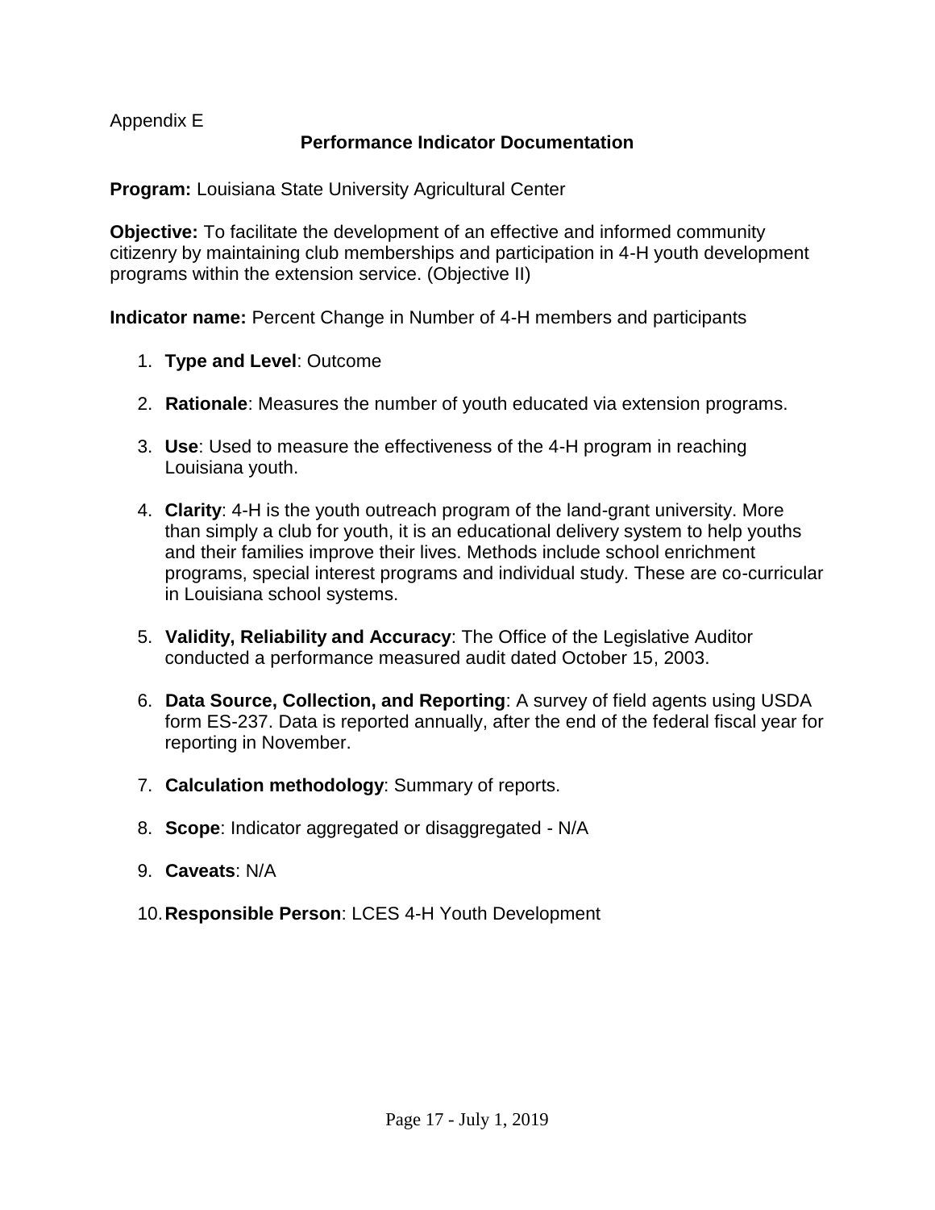Appendix E

## Performance Indicator Documentation

**Program:** Louisiana State University Agricultural Center

**Objective:** To facilitate the development of an effective and informed community citizenry by maintaining club memberships and participation in 4-H youth development programs within the extension service. (Objective II)

**Indicator name:** Percent Change in Number of 4-H members and participants

1. **Type and Level**: Outcome
2. **Rationale**: Measures the number of youth educated via extension programs.
3. **Use**: Used to measure the effectiveness of the 4-H program in reaching Louisiana youth.
4. **Clarity**: 4-H is the youth outreach program of the land-grant university. More than simply a club for youth, it is an educational delivery system to help youths and their families improve their lives. Methods include school enrichment programs, special interest programs and individual study. These are co-curricular in Louisiana school systems.
5. **Validity, Reliability and Accuracy**: The Office of the Legislative Auditor conducted a performance measured audit dated October 15, 2003.
6. **Data Source, Collection, and Reporting**: A survey of field agents using USDA form ES-237. Data is reported annually, after the end of the federal fiscal year for reporting in November.
7. **Calculation methodology**: Summary of reports.
8. **Scope**: Indicator aggregated or disaggregated - N/A
9. **Caveats**: N/A
10. **Responsible Person**: LCES 4-H Youth Development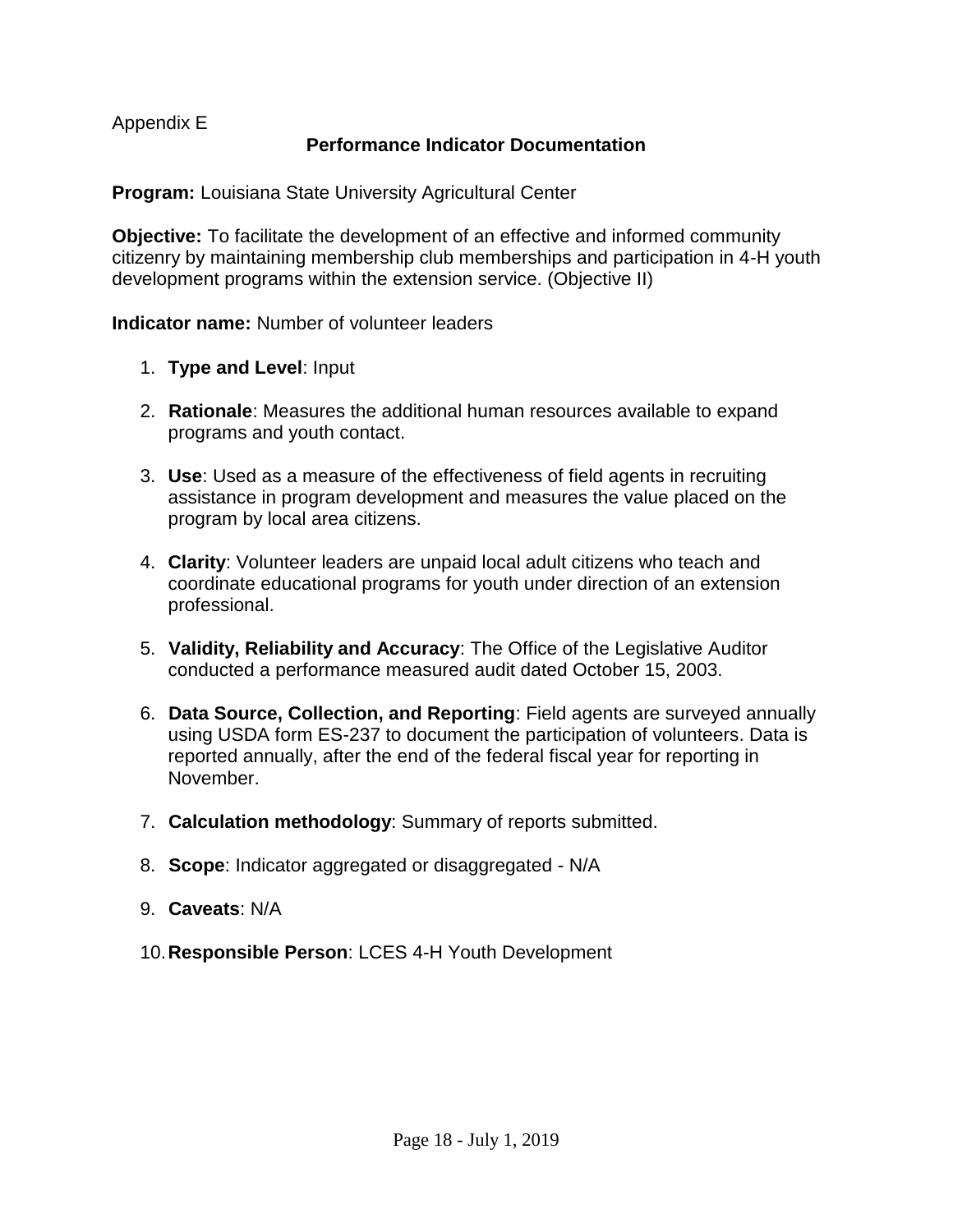Appendix E

## Performance Indicator Documentation

**Program:** Louisiana State University Agricultural Center

**Objective:** To facilitate the development of an effective and informed community citizenry by maintaining membership club memberships and participation in 4-H youth development programs within the extension service. (Objective II)

**Indicator name:** Number of volunteer leaders

1. **Type and Level**: Input
2. **Rationale**: Measures the additional human resources available to expand programs and youth contact.
3. **Use**: Used as a measure of the effectiveness of field agents in recruiting assistance in program development and measures the value placed on the program by local area citizens.
4. **Clarity**: Volunteer leaders are unpaid local adult citizens who teach and coordinate educational programs for youth under direction of an extension professional.
5. **Validity, Reliability and Accuracy**: The Office of the Legislative Auditor conducted a performance measured audit dated October 15, 2003.
6. **Data Source, Collection, and Reporting**: Field agents are surveyed annually using USDA form ES-237 to document the participation of volunteers. Data is reported annually, after the end of the federal fiscal year for reporting in November.
7. **Calculation methodology**: Summary of reports submitted.
8. **Scope**: Indicator aggregated or disaggregated - N/A
9. **Caveats**: N/A
10. **Responsible Person**: LCES 4-H Youth Development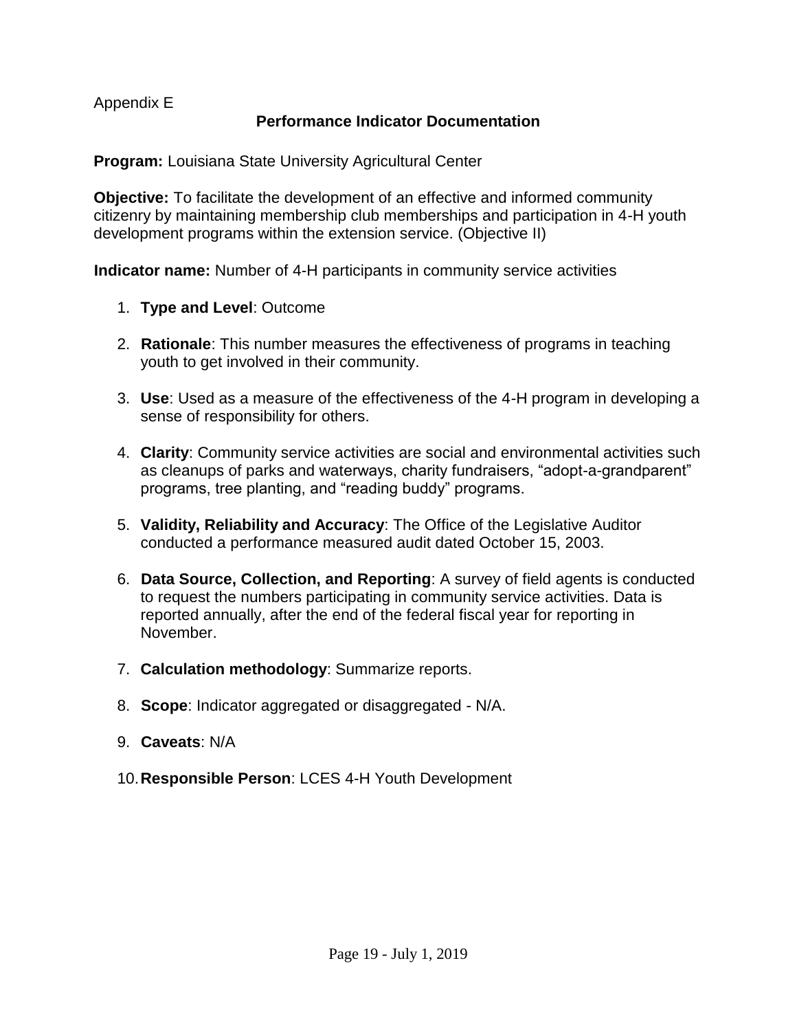Appendix E

## Performance Indicator Documentation

**Program:** Louisiana State University Agricultural Center

**Objective:** To facilitate the development of an effective and informed community citizenry by maintaining membership club memberships and participation in 4-H youth development programs within the extension service. (Objective II)

**Indicator name:** Number of 4-H participants in community service activities

1. **Type and Level**: Outcome

2. **Rationale**: This number measures the effectiveness of programs in teaching youth to get involved in their community.

3. **Use**: Used as a measure of the effectiveness of the 4-H program in developing a sense of responsibility for others.

4. **Clarity**: Community service activities are social and environmental activities such as cleanups of parks and waterways, charity fundraisers, "adopt-a-grandparent" programs, tree planting, and "reading buddy" programs.

5. **Validity, Reliability and Accuracy**: The Office of the Legislative Auditor conducted a performance measured audit dated October 15, 2003.

6. **Data Source, Collection, and Reporting**: A survey of field agents is conducted to request the numbers participating in community service activities. Data is reported annually, after the end of the federal fiscal year for reporting in November.

7. **Calculation methodology**: Summarize reports.

8. **Scope**: Indicator aggregated or disaggregated - N/A.

9. **Caveats**: N/A

10. **Responsible Person**: LCES 4-H Youth Development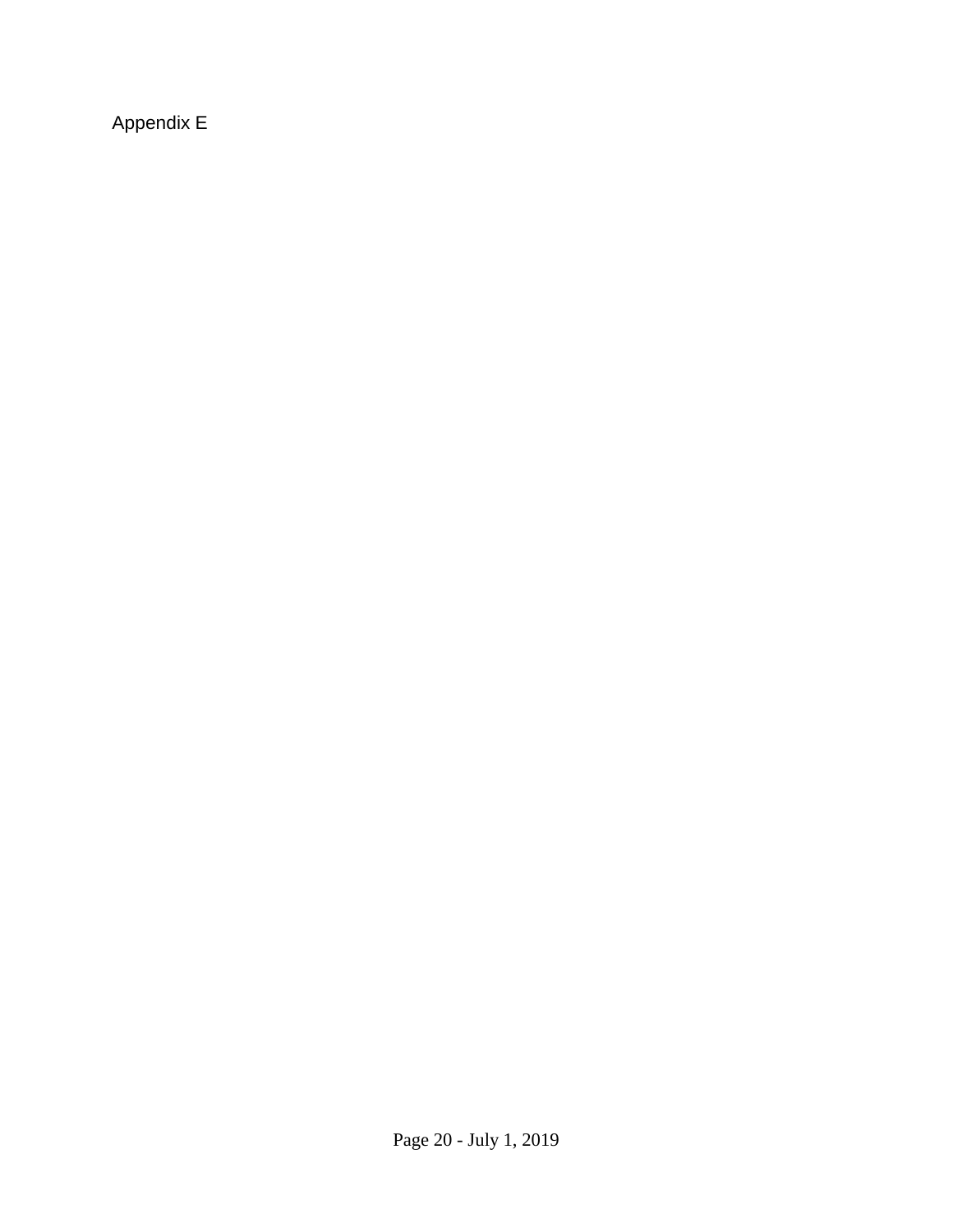Appendix E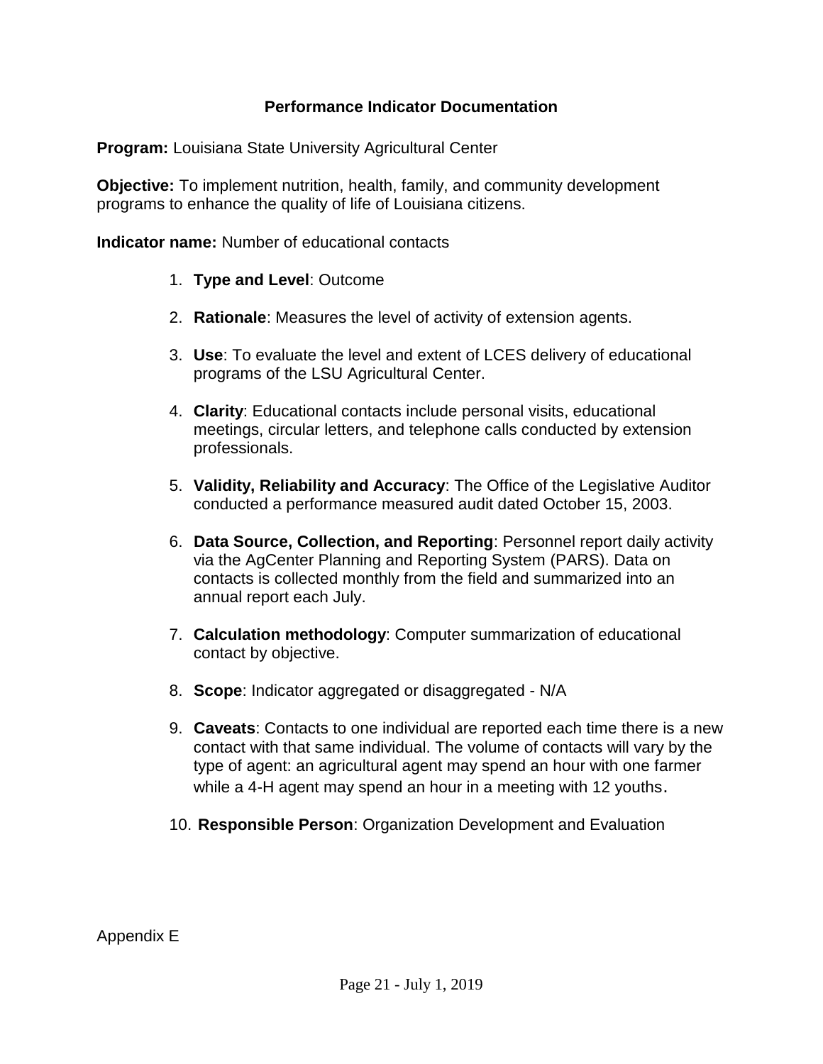### Performance Indicator Documentation

**Program:** Louisiana State University Agricultural Center

**Objective:** To implement nutrition, health, family, and community development programs to enhance the quality of life of Louisiana citizens.

**Indicator name:** Number of educational contacts

1. **Type and Level**: Outcome

2. **Rationale**: Measures the level of activity of extension agents.

3. **Use**: To evaluate the level and extent of LCES delivery of educational programs of the LSU Agricultural Center.

4. **Clarity**: Educational contacts include personal visits, educational meetings, circular letters, and telephone calls conducted by extension professionals.

5. **Validity, Reliability and Accuracy**: The Office of the Legislative Auditor conducted a performance measured audit dated October 15, 2003.

6. **Data Source, Collection, and Reporting**: Personnel report daily activity via the AgCenter Planning and Reporting System (PARS). Data on contacts is collected monthly from the field and summarized into an annual report each July.

7. **Calculation methodology**: Computer summarization of educational contact by objective.

8. **Scope**: Indicator aggregated or disaggregated - N/A

9. **Caveats**: Contacts to one individual are reported each time there is a new contact with that same individual. The volume of contacts will vary by the type of agent: an agricultural agent may spend an hour with one farmer while a 4-H agent may spend an hour in a meeting with 12 youths.

10. **Responsible Person**: Organization Development and Evaluation

Appendix E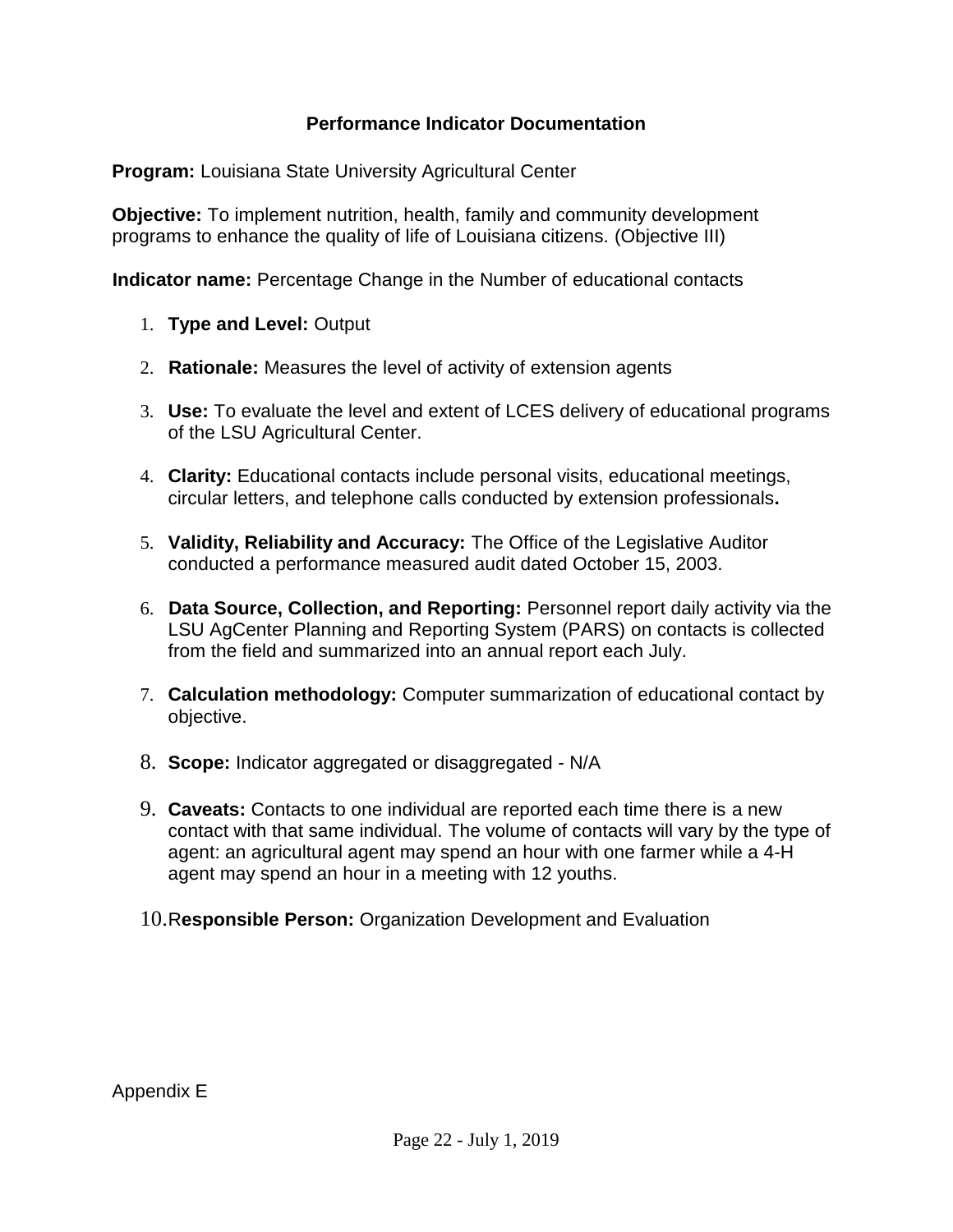## Performance Indicator Documentation

**Program:** Louisiana State University Agricultural Center

**Objective:** To implement nutrition, health, family and community development programs to enhance the quality of life of Louisiana citizens. (Objective III)

**Indicator name:** Percentage Change in the Number of educational contacts

1. **Type and Level:** Output
2. **Rationale:** Measures the level of activity of extension agents
3. **Use:** To evaluate the level and extent of LCES delivery of educational programs of the LSU Agricultural Center.
4. **Clarity:** Educational contacts include personal visits, educational meetings, circular letters, and telephone calls conducted by extension professionals**.**
5. **Validity, Reliability and Accuracy:** The Office of the Legislative Auditor conducted a performance measured audit dated October 15, 2003.
6. **Data Source, Collection, and Reporting:** Personnel report daily activity via the LSU AgCenter Planning and Reporting System (PARS) on contacts is collected from the field and summarized into an annual report each July.
7. **Calculation methodology:** Computer summarization of educational contact by objective.
8. **Scope:** Indicator aggregated or disaggregated - N/A
9. **Caveats:** Contacts to one individual are reported each time there is a new contact with that same individual. The volume of contacts will vary by the type of agent: an agricultural agent may spend an hour with one farmer while a 4-H agent may spend an hour in a meeting with 12 youths.
10. R**esponsible Person:** Organization Development and Evaluation

Appendix E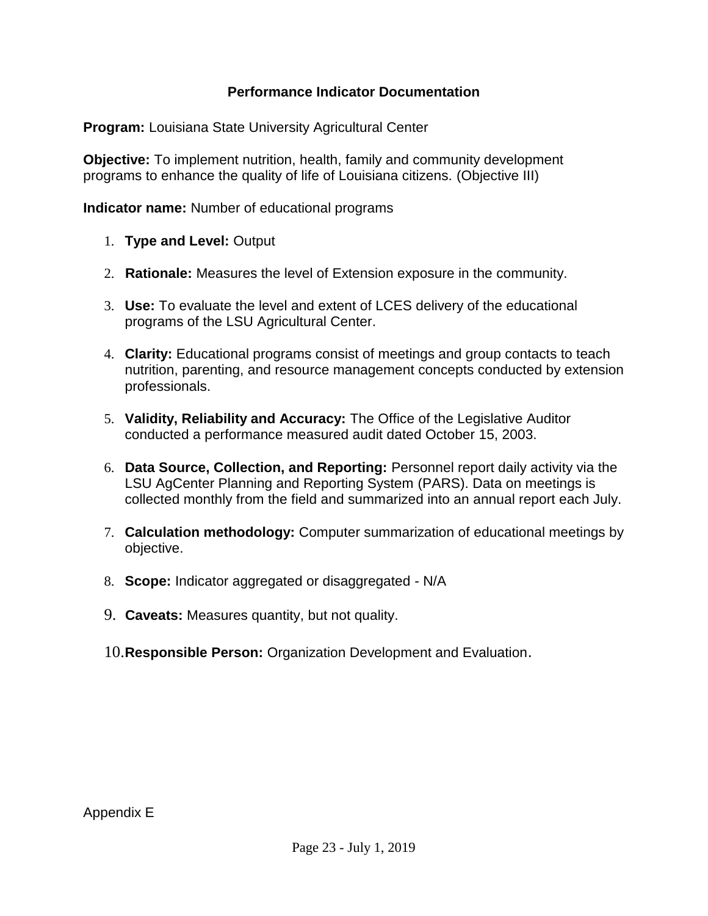## Performance Indicator Documentation

**Program:** Louisiana State University Agricultural Center

**Objective:** To implement nutrition, health, family and community development programs to enhance the quality of life of Louisiana citizens. (Objective III)

**Indicator name:** Number of educational programs

1. **Type and Level:** Output
2. **Rationale:** Measures the level of Extension exposure in the community.
3. **Use:** To evaluate the level and extent of LCES delivery of the educational programs of the LSU Agricultural Center.
4. **Clarity:** Educational programs consist of meetings and group contacts to teach nutrition, parenting, and resource management concepts conducted by extension professionals.
5. **Validity, Reliability and Accuracy:** The Office of the Legislative Auditor conducted a performance measured audit dated October 15, 2003.
6. **Data Source, Collection, and Reporting:** Personnel report daily activity via the LSU AgCenter Planning and Reporting System (PARS). Data on meetings is collected monthly from the field and summarized into an annual report each July.
7. **Calculation methodology:** Computer summarization of educational meetings by objective.
8. **Scope:** Indicator aggregated or disaggregated - N/A
9. **Caveats:** Measures quantity, but not quality.
10. **Responsible Person:** Organization Development and Evaluation.

Appendix E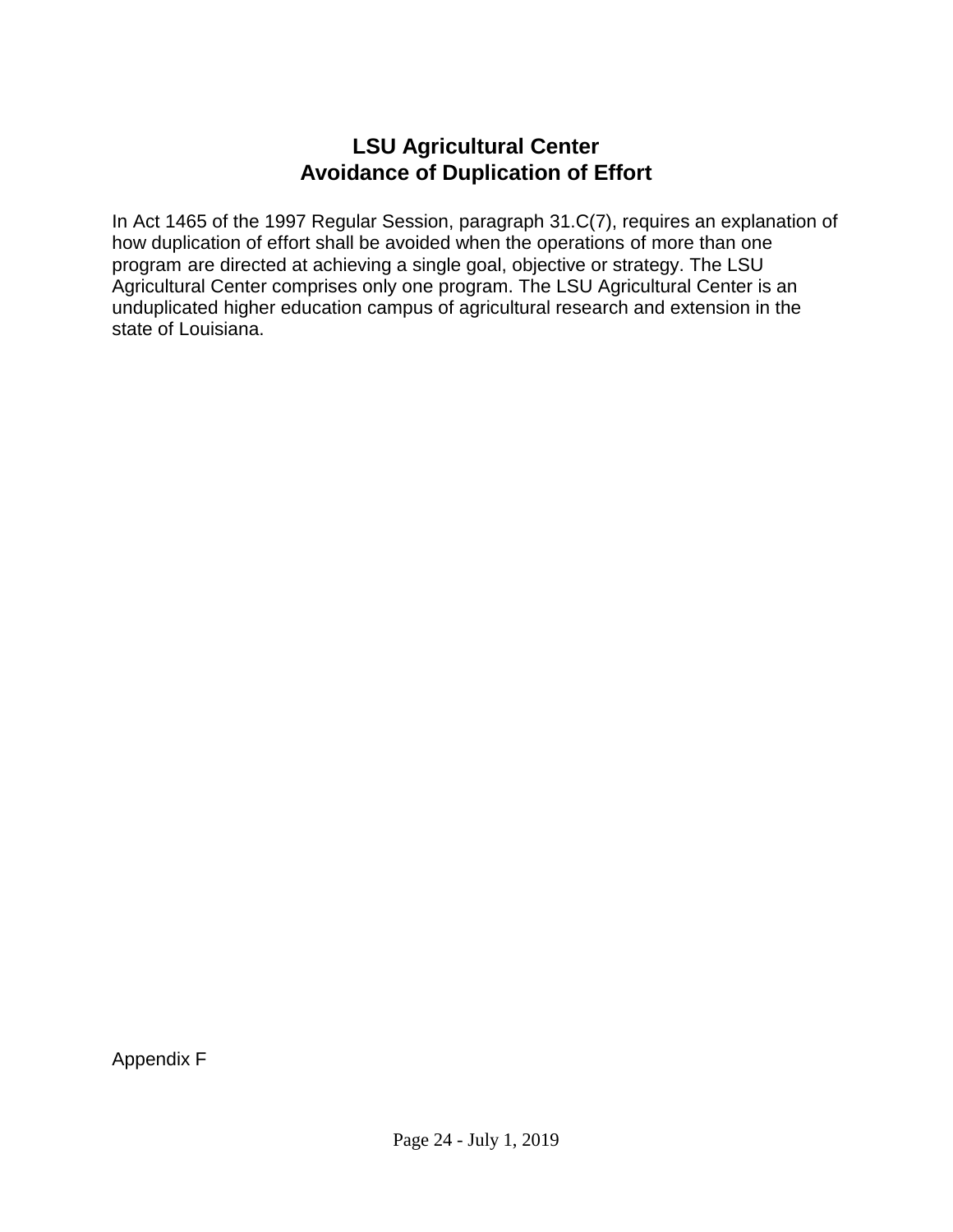# LSU Agricultural Center
# Avoidance of Duplication of Effort

In Act 1465 of the 1997 Regular Session, paragraph 31.C(7), requires an explanation of how duplication of effort shall be avoided when the operations of more than one program are directed at achieving a single goal, objective or strategy. The LSU Agricultural Center comprises only one program. The LSU Agricultural Center is an unduplicated higher education campus of agricultural research and extension in the state of Louisiana.

Appendix F